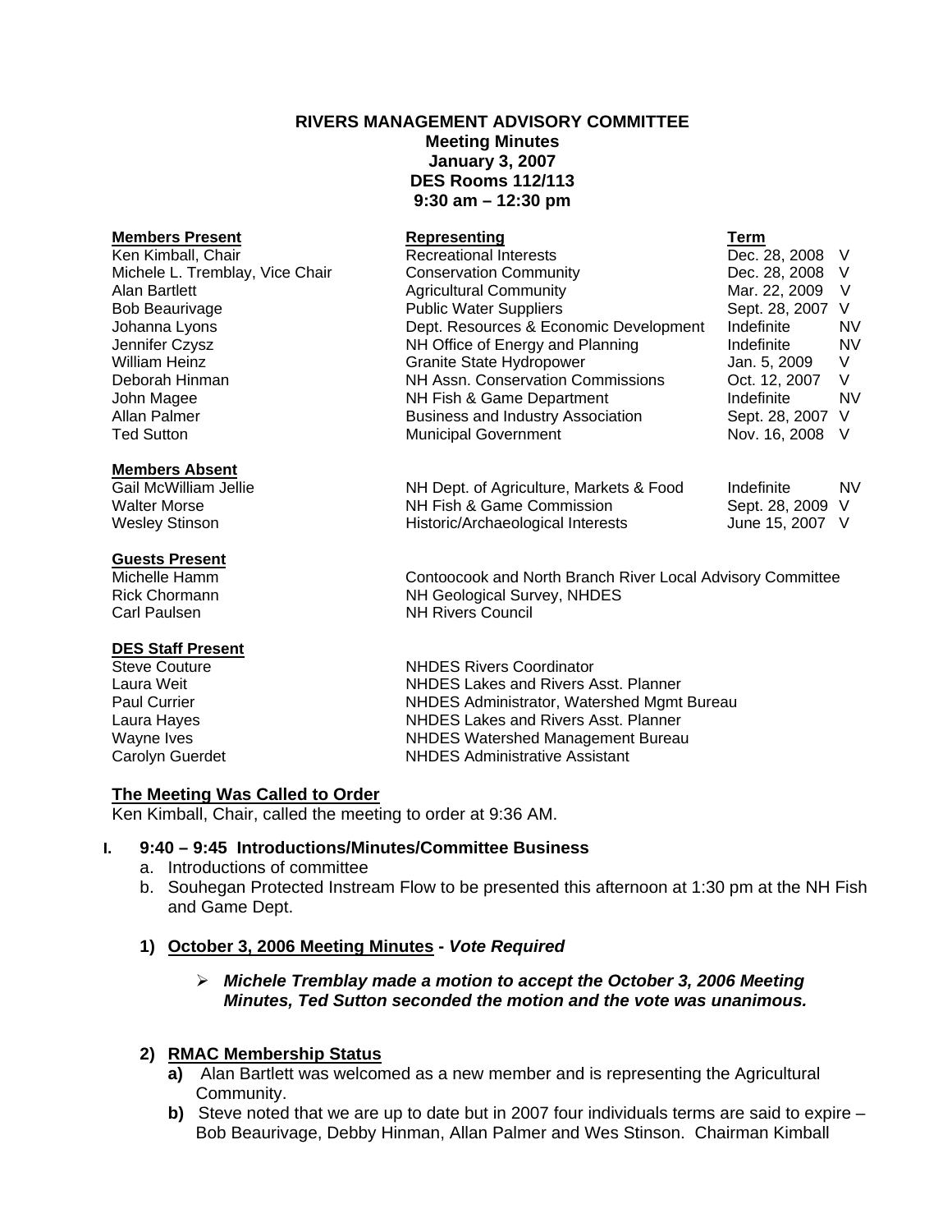# RIVERS MANAGEMENT ADVISORY COMMITTEE
## Meeting Minutes
## January 3, 2007
## DES Rooms 112/113
## 9:30 am – 12:30 pm

| **Members Present** | **Representing** | **Term** | |
|---|---|---|---|
| Ken Kimball, Chair | Recreational Interests | Dec. 28, 2008 | V |
| Michele L. Tremblay, Vice Chair | Conservation Community | Dec. 28, 2008 | V |
| Alan Bartlett | Agricultural Community | Mar. 22, 2009 | V |
| Bob Beaurivage | Public Water Suppliers | Sept. 28, 2007 | V |
| Johanna Lyons | Dept. Resources & Economic Development | Indefinite | NV |
| Jennifer Czysz | NH Office of Energy and Planning | Indefinite | NV |
| William Heinz | Granite State Hydropower | Jan. 5, 2009 | V |
| Deborah Hinman | NH Assn. Conservation Commissions | Oct. 12, 2007 | V |
| John Magee | NH Fish & Game Department | Indefinite | NV |
| Allan Palmer | Business and Industry Association | Sept. 28, 2007 | V |
| Ted Sutton | Municipal Government | Nov. 16, 2008 | V |

| **Members Absent** | | | |
|---|---|---|---|
| Gail McWilliam Jellie | NH Dept. of Agriculture, Markets & Food | Indefinite | NV |
| Walter Morse | NH Fish & Game Commission | Sept. 28, 2009 | V |
| Wesley Stinson | Historic/Archaeological Interests | June 15, 2007 | V |

| **Guests Present** | |
|---|---|
| Michelle Hamm | Contoocook and North Branch River Local Advisory Committee |
| Rick Chormann | NH Geological Survey, NHDES |
| Carl Paulsen | NH Rivers Council |

| **DES Staff Present** | |
|---|---|
| Steve Couture | NHDES Rivers Coordinator |
| Laura Weit | NHDES Lakes and Rivers Asst. Planner |
| Paul Currier | NHDES Administrator, Watershed Mgmt Bureau |
| Laura Hayes | NHDES Lakes and Rivers Asst. Planner |
| Wayne Ives | NHDES Watershed Management Bureau |
| Carolyn Guerdet | NHDES Administrative Assistant |

**The Meeting Was Called to Order**

Ken Kimball, Chair, called the meeting to order at 9:36 AM.

**I. 9:40 – 9:45 Introductions/Minutes/Committee Business**

a. Introductions of committee
b. Souhegan Protected Instream Flow to be presented this afternoon at 1:30 pm at the NH Fish and Game Dept.

**1) October 3, 2006 Meeting Minutes - *Vote Required***

- ***Michele Tremblay made a motion to accept the October 3, 2006 Meeting Minutes, Ted Sutton seconded the motion and the vote was unanimous.***

**2) RMAC Membership Status**

**a)** Alan Bartlett was welcomed as a new member and is representing the Agricultural Community.

**b)** Steve noted that we are up to date but in 2007 four individuals terms are said to expire – Bob Beaurivage, Debby Hinman, Allan Palmer and Wes Stinson. Chairman Kimball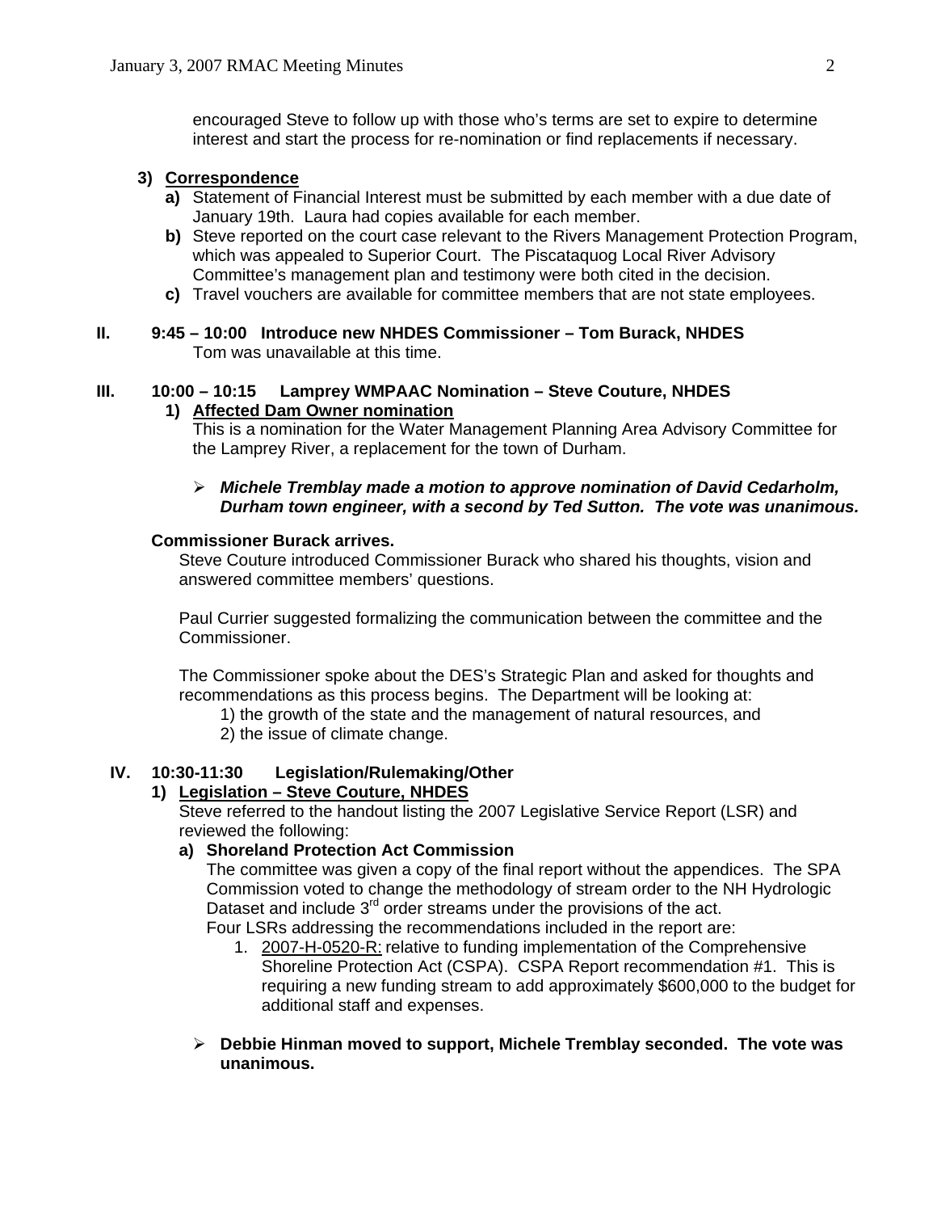encouraged Steve to follow up with those who's terms are set to expire to determine interest and start the process for re-nomination or find replacements if necessary.

**3) Correspondence**

- **a)** Statement of Financial Interest must be submitted by each member with a due date of January 19th. Laura had copies available for each member.
- **b)** Steve reported on the court case relevant to the Rivers Management Protection Program, which was appealed to Superior Court. The Piscataquog Local River Advisory Committee's management plan and testimony were both cited in the decision.
- **c)** Travel vouchers are available for committee members that are not state employees.

## II. 9:45 – 10:00 Introduce new NHDES Commissioner – Tom Burack, NHDES

Tom was unavailable at this time.

## III. 10:00 – 10:15 Lamprey WMPAAC Nomination – Steve Couture, NHDES

**1) Affected Dam Owner nomination**

This is a nomination for the Water Management Planning Area Advisory Committee for the Lamprey River, a replacement for the town of Durham.

- ***Michele Tremblay made a motion to approve nomination of David Cedarholm, Durham town engineer, with a second by Ted Sutton. The vote was unanimous.***

**Commissioner Burack arrives.**

Steve Couture introduced Commissioner Burack who shared his thoughts, vision and answered committee members' questions.

Paul Currier suggested formalizing the communication between the committee and the Commissioner.

The Commissioner spoke about the DES's Strategic Plan and asked for thoughts and recommendations as this process begins. The Department will be looking at:

1) the growth of the state and the management of natural resources, and
2) the issue of climate change.

## IV. 10:30-11:30 Legislation/Rulemaking/Other

**1) Legislation – Steve Couture, NHDES**

Steve referred to the handout listing the 2007 Legislative Service Report (LSR) and reviewed the following:

**a) Shoreland Protection Act Commission**

The committee was given a copy of the final report without the appendices. The SPA Commission voted to change the methodology of stream order to the NH Hydrologic Dataset and include 3rd order streams under the provisions of the act.

Four LSRs addressing the recommendations included in the report are:

1. 2007-H-0520-R: relative to funding implementation of the Comprehensive Shoreline Protection Act (CSPA). CSPA Report recommendation #1. This is requiring a new funding stream to add approximately $600,000 to the budget for additional staff and expenses.

- **Debbie Hinman moved to support, Michele Tremblay seconded. The vote was unanimous.**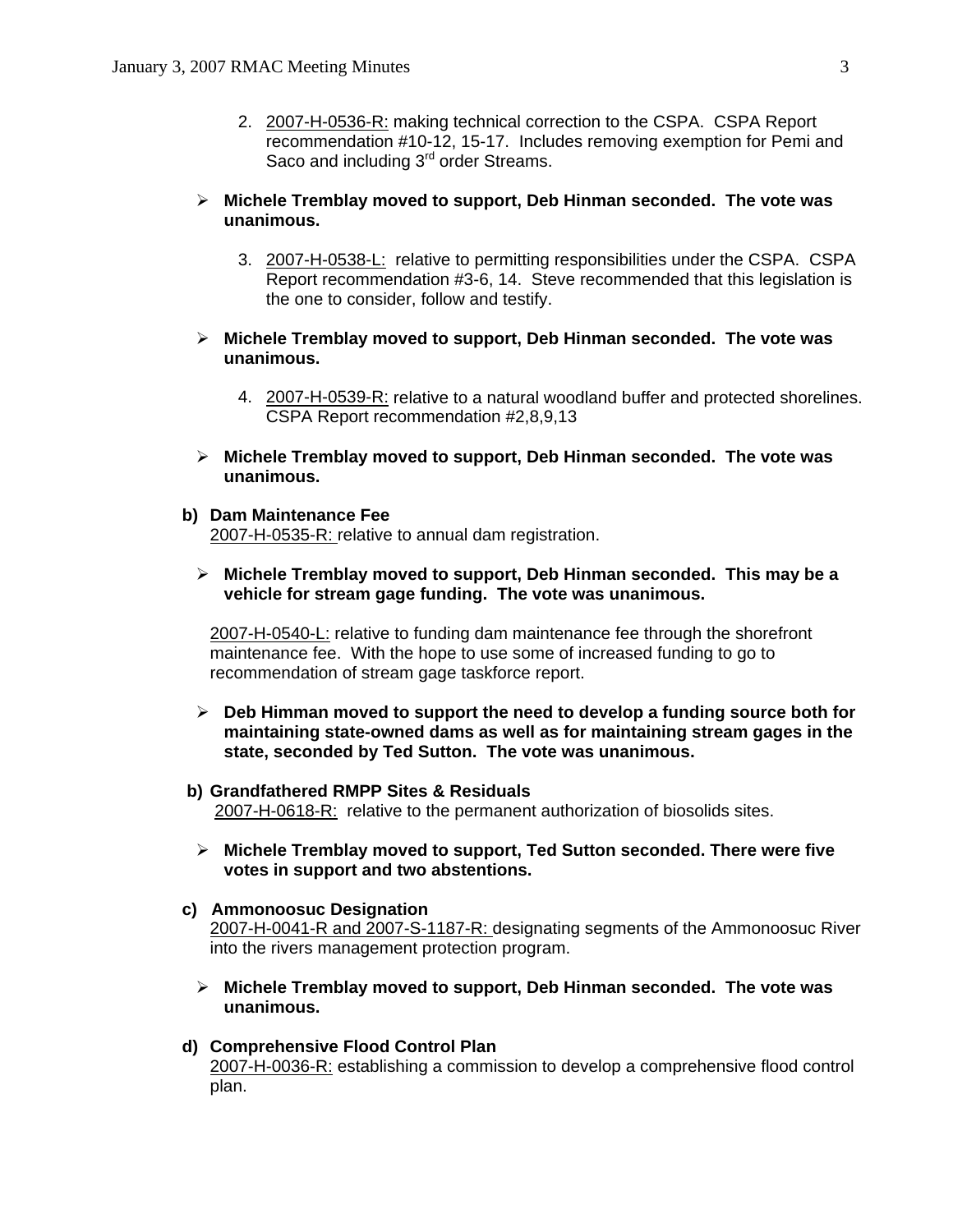2. 2007-H-0536-R: making technical correction to the CSPA. CSPA Report recommendation #10-12, 15-17. Includes removing exemption for Pemi and Saco and including 3rd order Streams.

- **Michele Tremblay moved to support, Deb Hinman seconded. The vote was unanimous.**

3. 2007-H-0538-L: relative to permitting responsibilities under the CSPA. CSPA Report recommendation #3-6, 14. Steve recommended that this legislation is the one to consider, follow and testify.

- **Michele Tremblay moved to support, Deb Hinman seconded. The vote was unanimous.**

4. 2007-H-0539-R: relative to a natural woodland buffer and protected shorelines. CSPA Report recommendation #2,8,9,13

- **Michele Tremblay moved to support, Deb Hinman seconded. The vote was unanimous.**

**b) Dam Maintenance Fee**

2007-H-0535-R: relative to annual dam registration.

- **Michele Tremblay moved to support, Deb Hinman seconded. This may be a vehicle for stream gage funding. The vote was unanimous.**

2007-H-0540-L: relative to funding dam maintenance fee through the shorefront maintenance fee. With the hope to use some of increased funding to go to recommendation of stream gage taskforce report.

- **Deb Himman moved to support the need to develop a funding source both for maintaining state-owned dams as well as for maintaining stream gages in the state, seconded by Ted Sutton. The vote was unanimous.**

**b) Grandfathered RMPP Sites & Residuals**

2007-H-0618-R: relative to the permanent authorization of biosolids sites.

- **Michele Tremblay moved to support, Ted Sutton seconded. There were five votes in support and two abstentions.**

**c) Ammonoosuc Designation**

2007-H-0041-R and 2007-S-1187-R: designating segments of the Ammonoosuc River into the rivers management protection program.

- **Michele Tremblay moved to support, Deb Hinman seconded. The vote was unanimous.**

**d) Comprehensive Flood Control Plan**

2007-H-0036-R: establishing a commission to develop a comprehensive flood control plan.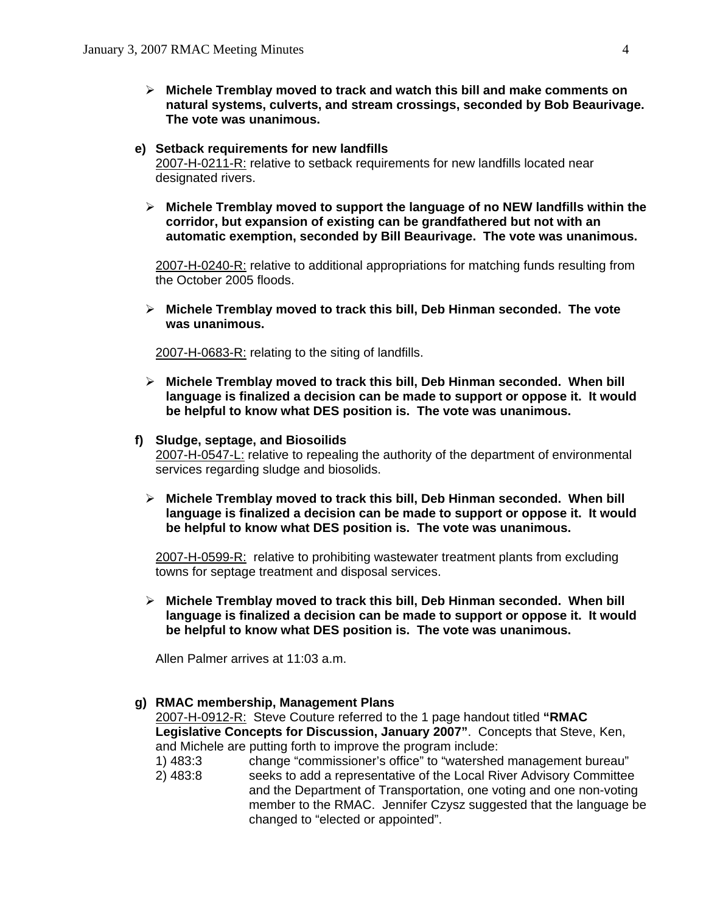- **Michele Tremblay moved to track and watch this bill and make comments on natural systems, culverts, and stream crossings, seconded by Bob Beaurivage. The vote was unanimous.**

**e) Setback requirements for new landfills**

2007-H-0211-R: relative to setback requirements for new landfills located near designated rivers.

- **Michele Tremblay moved to support the language of no NEW landfills within the corridor, but expansion of existing can be grandfathered but not with an automatic exemption, seconded by Bill Beaurivage. The vote was unanimous.**

2007-H-0240-R: relative to additional appropriations for matching funds resulting from the October 2005 floods.

- **Michele Tremblay moved to track this bill, Deb Hinman seconded. The vote was unanimous.**

2007-H-0683-R: relating to the siting of landfills.

- **Michele Tremblay moved to track this bill, Deb Hinman seconded. When bill language is finalized a decision can be made to support or oppose it. It would be helpful to know what DES position is. The vote was unanimous.**

**f) Sludge, septage, and Biosoilids**

2007-H-0547-L: relative to repealing the authority of the department of environmental services regarding sludge and biosolids.

- **Michele Tremblay moved to track this bill, Deb Hinman seconded. When bill language is finalized a decision can be made to support or oppose it. It would be helpful to know what DES position is. The vote was unanimous.**

2007-H-0599-R: relative to prohibiting wastewater treatment plants from excluding towns for septage treatment and disposal services.

- **Michele Tremblay moved to track this bill, Deb Hinman seconded. When bill language is finalized a decision can be made to support or oppose it. It would be helpful to know what DES position is. The vote was unanimous.**

Allen Palmer arrives at 11:03 a.m.

**g) RMAC membership, Management Plans**

2007-H-0912-R: Steve Couture referred to the 1 page handout titled **"RMAC Legislative Concepts for Discussion, January 2007"**. Concepts that Steve, Ken, and Michele are putting forth to improve the program include:

1) 483:3 change "commissioner's office" to "watershed management bureau"
2) 483:8 seeks to add a representative of the Local River Advisory Committee and the Department of Transportation, one voting and one non-voting member to the RMAC. Jennifer Czysz suggested that the language be changed to "elected or appointed".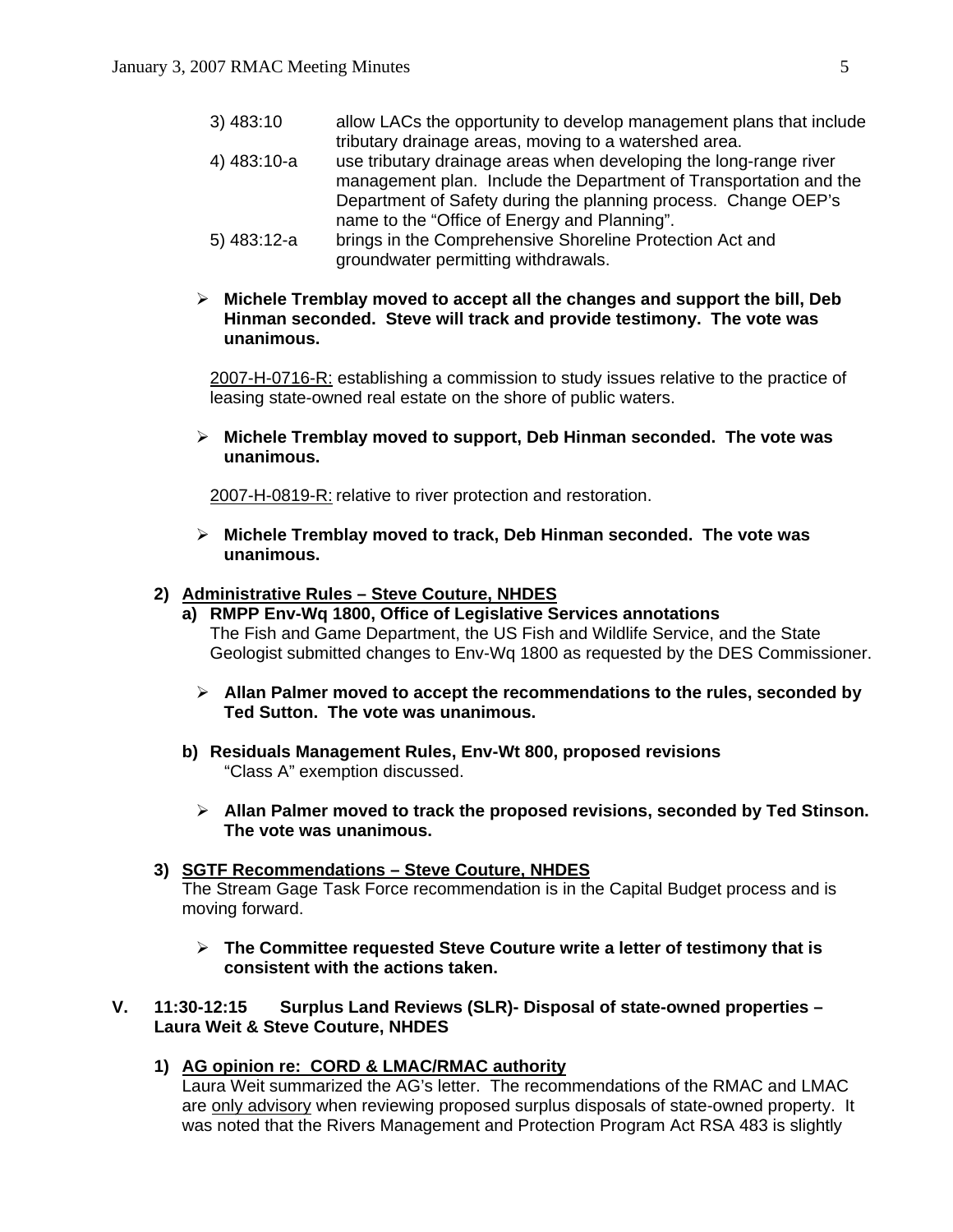3) 483:10 allow LACs the opportunity to develop management plans that include tributary drainage areas, moving to a watershed area.

4) 483:10-a use tributary drainage areas when developing the long-range river management plan. Include the Department of Transportation and the Department of Safety during the planning process. Change OEP's name to the "Office of Energy and Planning".

5) 483:12-a brings in the Comprehensive Shoreline Protection Act and groundwater permitting withdrawals.

- **Michele Tremblay moved to accept all the changes and support the bill, Deb Hinman seconded. Steve will track and provide testimony. The vote was unanimous.**

<u>2007-H-0716-R:</u> establishing a commission to study issues relative to the practice of leasing state-owned real estate on the shore of public waters.

- **Michele Tremblay moved to support, Deb Hinman seconded. The vote was unanimous.**

<u>2007-H-0819-R:</u> relative to river protection and restoration.

- **Michele Tremblay moved to track, Deb Hinman seconded. The vote was unanimous.**

**2) <u>Administrative Rules – Steve Couture, NHDES</u>**

**a) RMPP Env-Wq 1800, Office of Legislative Services annotations**

The Fish and Game Department, the US Fish and Wildlife Service, and the State Geologist submitted changes to Env-Wq 1800 as requested by the DES Commissioner.

- **Allan Palmer moved to accept the recommendations to the rules, seconded by Ted Sutton. The vote was unanimous.**

**b) Residuals Management Rules, Env-Wt 800, proposed revisions**

"Class A" exemption discussed.

- **Allan Palmer moved to track the proposed revisions, seconded by Ted Stinson. The vote was unanimous.**

**3) <u>SGTF Recommendations – Steve Couture, NHDES</u>**

The Stream Gage Task Force recommendation is in the Capital Budget process and is moving forward.

- **The Committee requested Steve Couture write a letter of testimony that is consistent with the actions taken.**

## V. 11:30-12:15 Surplus Land Reviews (SLR)- Disposal of state-owned properties – Laura Weit & Steve Couture, NHDES

**1) <u>AG opinion re: CORD & LMAC/RMAC authority</u>**

Laura Weit summarized the AG's letter. The recommendations of the RMAC and LMAC are <u>only advisory</u> when reviewing proposed surplus disposals of state-owned property. It was noted that the Rivers Management and Protection Program Act RSA 483 is slightly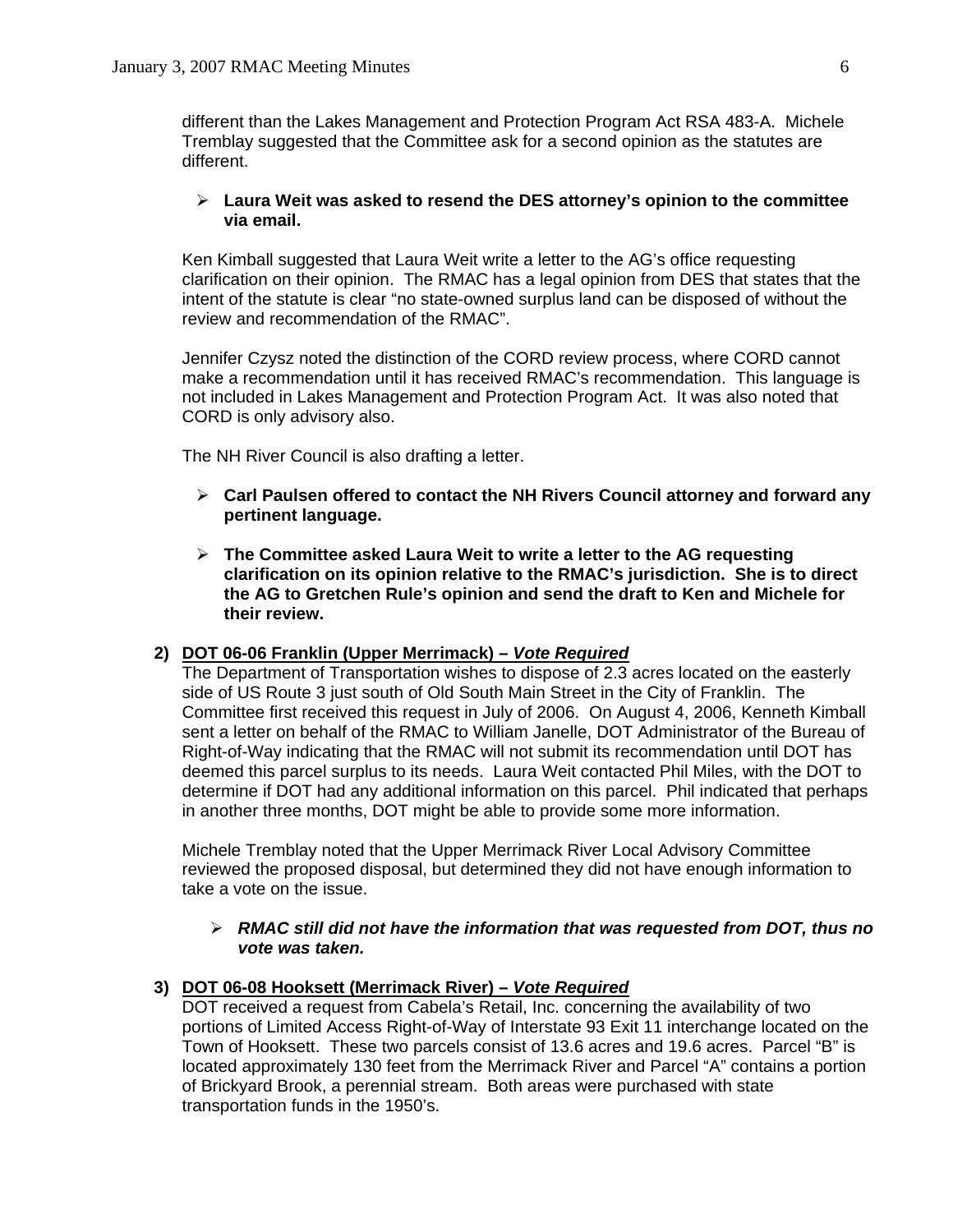different than the Lakes Management and Protection Program Act RSA 483-A. Michele Tremblay suggested that the Committee ask for a second opinion as the statutes are different.

- **Laura Weit was asked to resend the DES attorney's opinion to the committee via email.**

Ken Kimball suggested that Laura Weit write a letter to the AG's office requesting clarification on their opinion. The RMAC has a legal opinion from DES that states that the intent of the statute is clear "no state-owned surplus land can be disposed of without the review and recommendation of the RMAC".

Jennifer Czysz noted the distinction of the CORD review process, where CORD cannot make a recommendation until it has received RMAC's recommendation. This language is not included in Lakes Management and Protection Program Act. It was also noted that CORD is only advisory also.

The NH River Council is also drafting a letter.

- **Carl Paulsen offered to contact the NH Rivers Council attorney and forward any pertinent language.**
- **The Committee asked Laura Weit to write a letter to the AG requesting clarification on its opinion relative to the RMAC's jurisdiction. She is to direct the AG to Gretchen Rule's opinion and send the draft to Ken and Michele for their review.**

**2) <u>DOT 06-06 Franklin (Upper Merrimack) – *Vote Required*</u>**

The Department of Transportation wishes to dispose of 2.3 acres located on the easterly side of US Route 3 just south of Old South Main Street in the City of Franklin. The Committee first received this request in July of 2006. On August 4, 2006, Kenneth Kimball sent a letter on behalf of the RMAC to William Janelle, DOT Administrator of the Bureau of Right-of-Way indicating that the RMAC will not submit its recommendation until DOT has deemed this parcel surplus to its needs. Laura Weit contacted Phil Miles, with the DOT to determine if DOT had any additional information on this parcel. Phil indicated that perhaps in another three months, DOT might be able to provide some more information.

Michele Tremblay noted that the Upper Merrimack River Local Advisory Committee reviewed the proposed disposal, but determined they did not have enough information to take a vote on the issue.

- ***RMAC still did not have the information that was requested from DOT, thus no vote was taken.***

**3) <u>DOT 06-08 Hooksett (Merrimack River) – *Vote Required*</u>**

DOT received a request from Cabela's Retail, Inc. concerning the availability of two portions of Limited Access Right-of-Way of Interstate 93 Exit 11 interchange located on the Town of Hooksett. These two parcels consist of 13.6 acres and 19.6 acres. Parcel "B" is located approximately 130 feet from the Merrimack River and Parcel "A" contains a portion of Brickyard Brook, a perennial stream. Both areas were purchased with state transportation funds in the 1950's.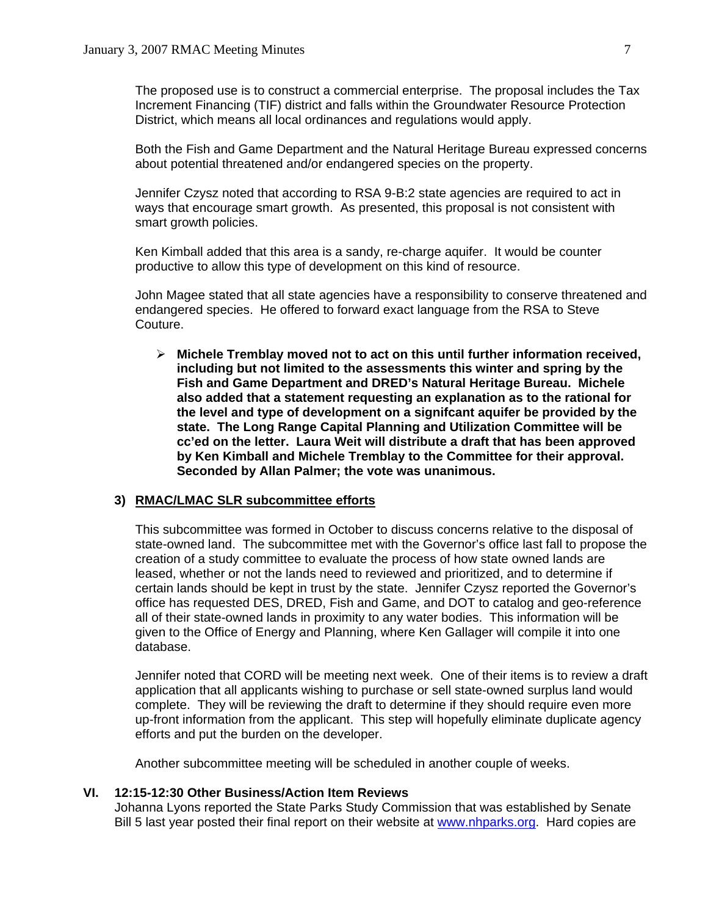The proposed use is to construct a commercial enterprise. The proposal includes the Tax Increment Financing (TIF) district and falls within the Groundwater Resource Protection District, which means all local ordinances and regulations would apply.

Both the Fish and Game Department and the Natural Heritage Bureau expressed concerns about potential threatened and/or endangered species on the property.

Jennifer Czysz noted that according to RSA 9-B:2 state agencies are required to act in ways that encourage smart growth. As presented, this proposal is not consistent with smart growth policies.

Ken Kimball added that this area is a sandy, re-charge aquifer. It would be counter productive to allow this type of development on this kind of resource.

John Magee stated that all state agencies have a responsibility to conserve threatened and endangered species. He offered to forward exact language from the RSA to Steve Couture.

- **Michele Tremblay moved not to act on this until further information received, including but not limited to the assessments this winter and spring by the Fish and Game Department and DRED's Natural Heritage Bureau. Michele also added that a statement requesting an explanation as to the rational for the level and type of development on a signifcant aquifer be provided by the state. The Long Range Capital Planning and Utilization Committee will be cc'ed on the letter. Laura Weit will distribute a draft that has been approved by Ken Kimball and Michele Tremblay to the Committee for their approval. Seconded by Allan Palmer; the vote was unanimous.**

### 3) RMAC/LMAC SLR subcommittee efforts

This subcommittee was formed in October to discuss concerns relative to the disposal of state-owned land. The subcommittee met with the Governor's office last fall to propose the creation of a study committee to evaluate the process of how state owned lands are leased, whether or not the lands need to reviewed and prioritized, and to determine if certain lands should be kept in trust by the state. Jennifer Czysz reported the Governor's office has requested DES, DRED, Fish and Game, and DOT to catalog and geo-reference all of their state-owned lands in proximity to any water bodies. This information will be given to the Office of Energy and Planning, where Ken Gallager will compile it into one database.

Jennifer noted that CORD will be meeting next week. One of their items is to review a draft application that all applicants wishing to purchase or sell state-owned surplus land would complete. They will be reviewing the draft to determine if they should require even more up-front information from the applicant. This step will hopefully eliminate duplicate agency efforts and put the burden on the developer.

Another subcommittee meeting will be scheduled in another couple of weeks.

## VI. 12:15-12:30 Other Business/Action Item Reviews

Johanna Lyons reported the State Parks Study Commission that was established by Senate Bill 5 last year posted their final report on their website at www.nhparks.org. Hard copies are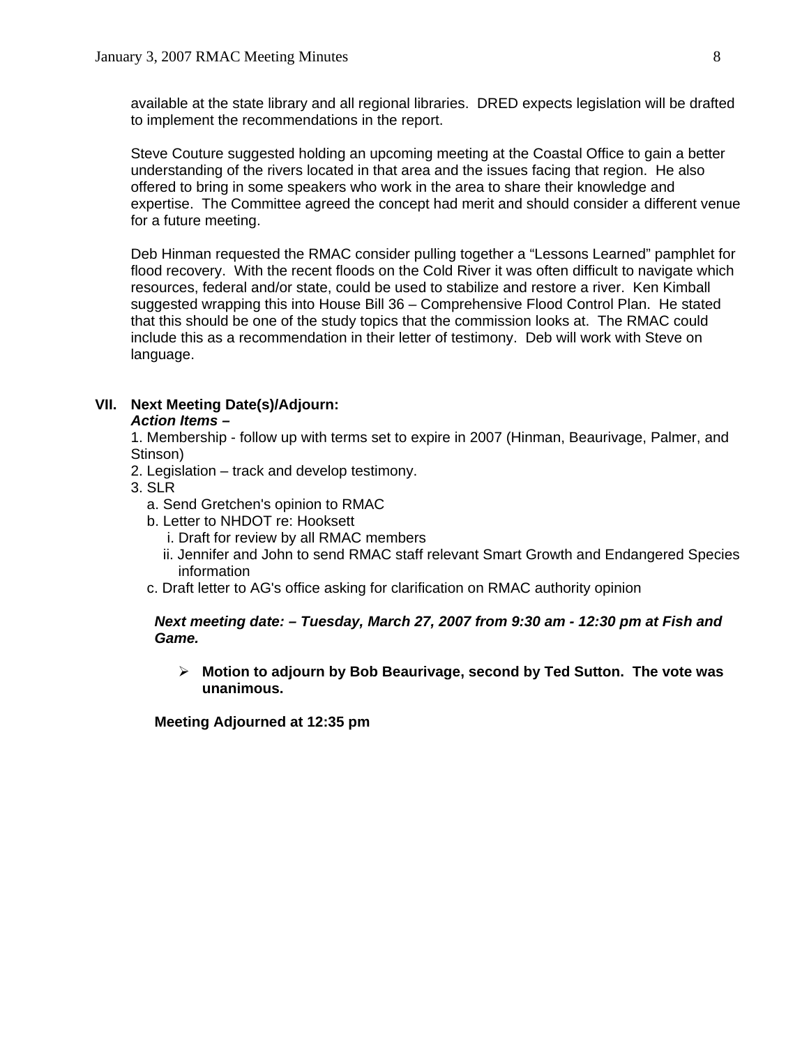available at the state library and all regional libraries. DRED expects legislation will be drafted to implement the recommendations in the report.

Steve Couture suggested holding an upcoming meeting at the Coastal Office to gain a better understanding of the rivers located in that area and the issues facing that region. He also offered to bring in some speakers who work in the area to share their knowledge and expertise. The Committee agreed the concept had merit and should consider a different venue for a future meeting.

Deb Hinman requested the RMAC consider pulling together a "Lessons Learned" pamphlet for flood recovery. With the recent floods on the Cold River it was often difficult to navigate which resources, federal and/or state, could be used to stabilize and restore a river. Ken Kimball suggested wrapping this into House Bill 36 – Comprehensive Flood Control Plan. He stated that this should be one of the study topics that the commission looks at. The RMAC could include this as a recommendation in their letter of testimony. Deb will work with Steve on language.

## VII. Next Meeting Date(s)/Adjourn:

***Action Items –***

1. Membership - follow up with terms set to expire in 2007 (Hinman, Beaurivage, Palmer, and Stinson)
2. Legislation – track and develop testimony.
3. SLR
   a. Send Gretchen's opinion to RMAC
   b. Letter to NHDOT re: Hooksett
      i. Draft for review by all RMAC members
      ii. Jennifer and John to send RMAC staff relevant Smart Growth and Endangered Species information
   c. Draft letter to AG's office asking for clarification on RMAC authority opinion

***Next meeting date: – Tuesday, March 27, 2007 from 9:30 am - 12:30 pm at Fish and Game.***

- **Motion to adjourn by Bob Beaurivage, second by Ted Sutton. The vote was unanimous.**

**Meeting Adjourned at 12:35 pm**